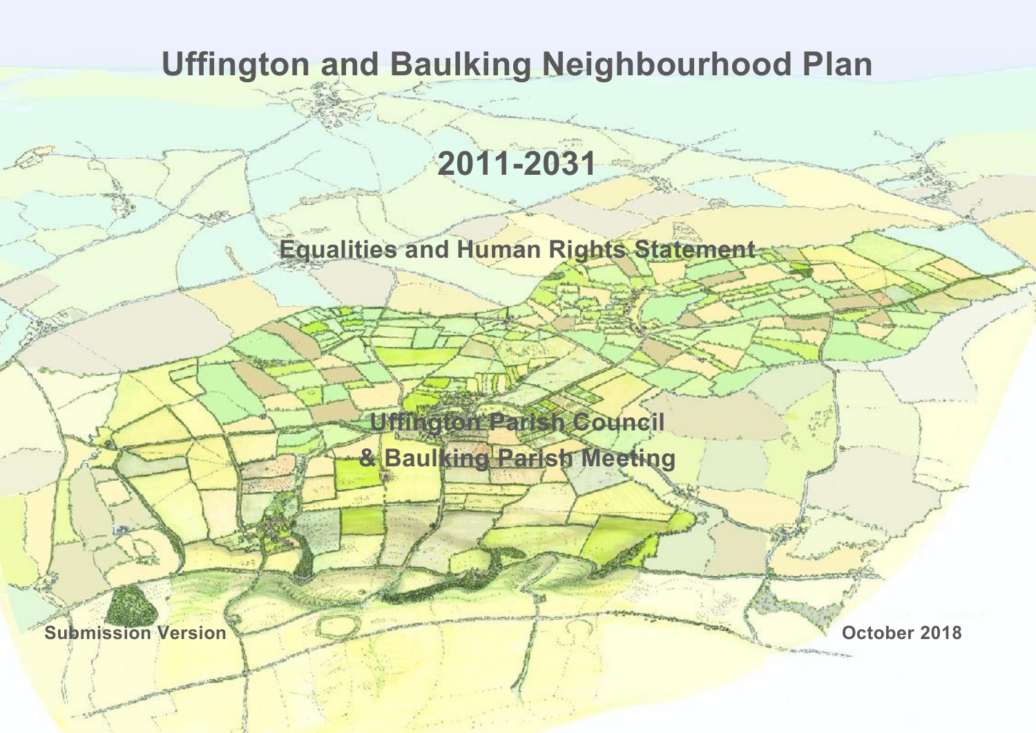# Uffington and Baulking Neighbourhood Plan

## 2011-2031

### Equalities and Human Rights Statement

**Uffington Parish Council**
**& Baulking Parish Meeting**

**Submission Version**

**October 2018**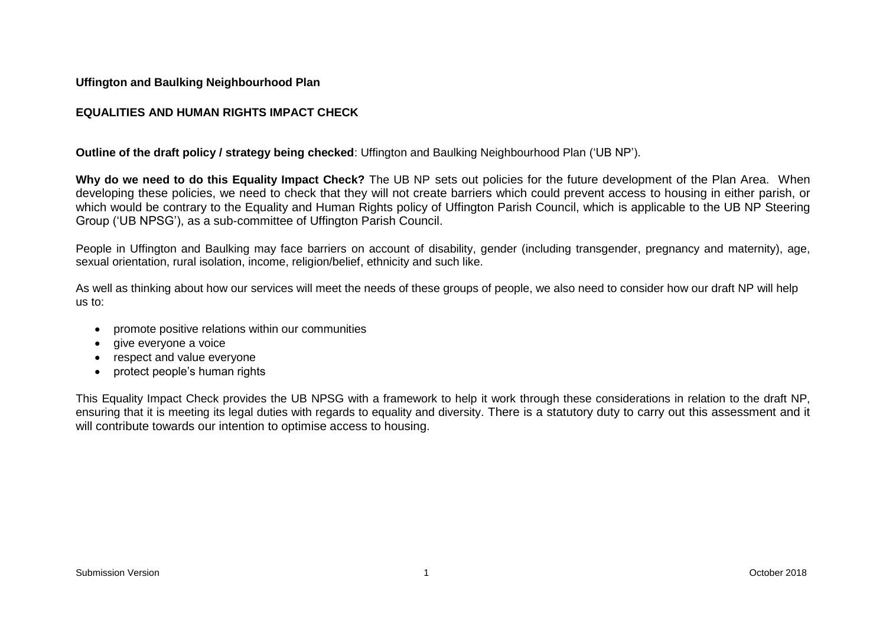**Uffington and Baulking Neighbourhood Plan**

**EQUALITIES AND HUMAN RIGHTS IMPACT CHECK**

**Outline of the draft policy / strategy being checked**: Uffington and Baulking Neighbourhood Plan ('UB NP').

**Why do we need to do this Equality Impact Check?** The UB NP sets out policies for the future development of the Plan Area. When developing these policies, we need to check that they will not create barriers which could prevent access to housing in either parish, or which would be contrary to the Equality and Human Rights policy of Uffington Parish Council, which is applicable to the UB NP Steering Group ('UB NPSG'), as a sub-committee of Uffington Parish Council.

People in Uffington and Baulking may face barriers on account of disability, gender (including transgender, pregnancy and maternity), age, sexual orientation, rural isolation, income, religion/belief, ethnicity and such like.

As well as thinking about how our services will meet the needs of these groups of people, we also need to consider how our draft NP will help us to:

- promote positive relations within our communities
- give everyone a voice
- respect and value everyone
- protect people's human rights

This Equality Impact Check provides the UB NPSG with a framework to help it work through these considerations in relation to the draft NP, ensuring that it is meeting its legal duties with regards to equality and diversity. There is a statutory duty to carry out this assessment and it will contribute towards our intention to optimise access to housing.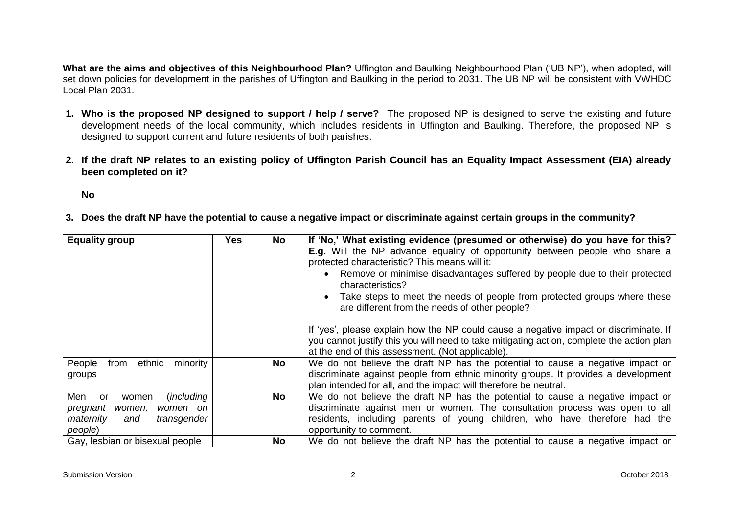**What are the aims and objectives of this Neighbourhood Plan?** Uffington and Baulking Neighbourhood Plan ('UB NP'), when adopted, will set down policies for development in the parishes of Uffington and Baulking in the period to 2031. The UB NP will be consistent with VWHDC Local Plan 2031.

1. **Who is the proposed NP designed to support / help / serve?** The proposed NP is designed to serve the existing and future development needs of the local community, which includes residents in Uffington and Baulking. Therefore, the proposed NP is designed to support current and future residents of both parishes.

2. **If the draft NP relates to an existing policy of Uffington Parish Council has an Equality Impact Assessment (EIA) already been completed on it?**

   **No**

3. **Does the draft NP have the potential to cause a negative impact or discriminate against certain groups in the community?**

| Equality group | Yes | No | If 'No,' What existing evidence (presumed or otherwise) do you have for this? **E.g.** Will the NP advance equality of opportunity between people who share a protected characteristic? This means will it:<br>• Remove or minimise disadvantages suffered by people due to their protected characteristics?<br>• Take steps to meet the needs of people from protected groups where these are different from the needs of other people?<br><br>If 'yes', please explain how the NP could cause a negative impact or discriminate. If you cannot justify this you will need to take mitigating action, complete the action plan at the end of this assessment. (Not applicable). |
|---|---|---|---|
| People from ethnic minority groups | | **No** | We do not believe the draft NP has the potential to cause a negative impact or discriminate against people from ethnic minority groups. It provides a development plan intended for all, and the impact will therefore be neutral. |
| Men or women (*including pregnant women, women on maternity and transgender people*) | | **No** | We do not believe the draft NP has the potential to cause a negative impact or discriminate against men or women. The consultation process was open to all residents, including parents of young children, who have therefore had the opportunity to comment. |
| Gay, lesbian or bisexual people | | **No** | We do not believe the draft NP has the potential to cause a negative impact or |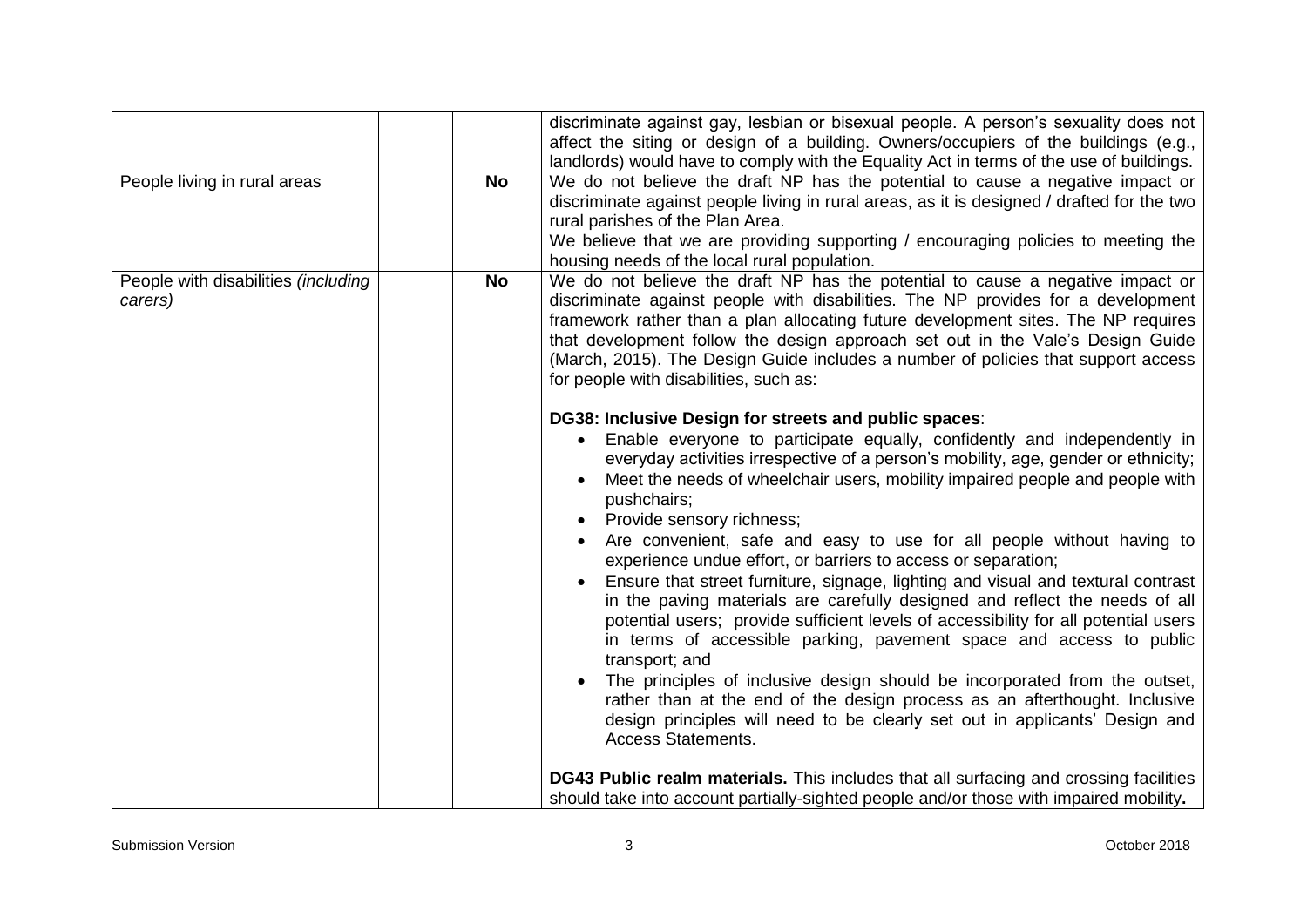| | | | |
|---|---|---|---|
| | | | discriminate against gay, lesbian or bisexual people. A person's sexuality does not affect the siting or design of a building. Owners/occupiers of the buildings (e.g., landlords) would have to comply with the Equality Act in terms of the use of buildings. |
| People living in rural areas | | **No** | We do not believe the draft NP has the potential to cause a negative impact or discriminate against people living in rural areas, as it is designed / drafted for the two rural parishes of the Plan Area.<br>We believe that we are providing supporting / encouraging policies to meeting the housing needs of the local rural population. |
| People with disabilities *(including carers)* | | **No** | We do not believe the draft NP has the potential to cause a negative impact or discriminate against people with disabilities. The NP provides for a development framework rather than a plan allocating future development sites. The NP requires that development follow the design approach set out in the Vale's Design Guide (March, 2015). The Design Guide includes a number of policies that support access for people with disabilities, such as:<br><br>**DG38: Inclusive Design for streets and public spaces**:<br>• Enable everyone to participate equally, confidently and independently in everyday activities irrespective of a person's mobility, age, gender or ethnicity;<br>• Meet the needs of wheelchair users, mobility impaired people and people with pushchairs;<br>• Provide sensory richness;<br>• Are convenient, safe and easy to use for all people without having to experience undue effort, or barriers to access or separation;<br>• Ensure that street furniture, signage, lighting and visual and textural contrast in the paving materials are carefully designed and reflect the needs of all potential users; provide sufficient levels of accessibility for all potential users in terms of accessible parking, pavement space and access to public transport; and<br>• The principles of inclusive design should be incorporated from the outset, rather than at the end of the design process as an afterthought. Inclusive design principles will need to be clearly set out in applicants' Design and Access Statements.<br><br>**DG43 Public realm materials.** This includes that all surfacing and crossing facilities should take into account partially-sighted people and/or those with impaired mobility**.** |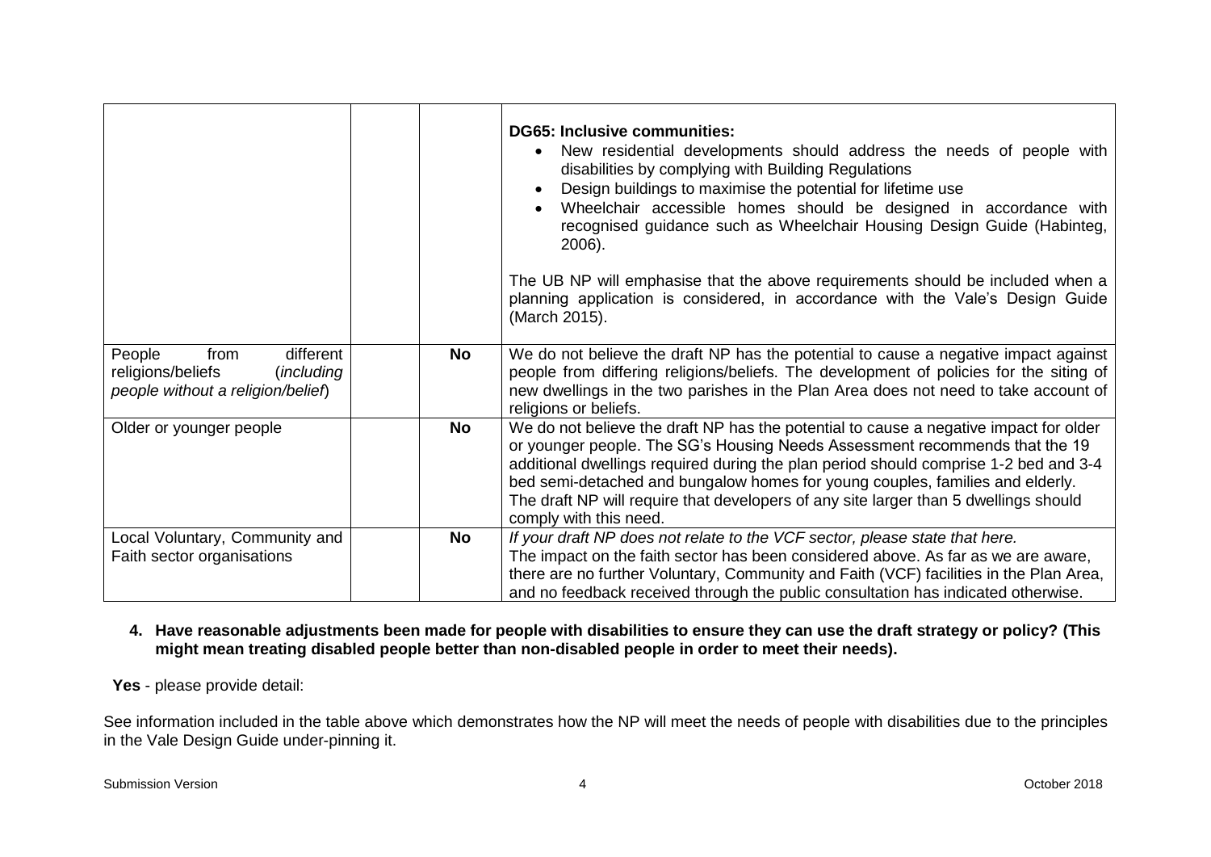|  |  |  | **DG65: Inclusive communities:**<br>• New residential developments should address the needs of people with disabilities by complying with Building Regulations<br>• Design buildings to maximise the potential for lifetime use<br>• Wheelchair accessible homes should be designed in accordance with recognised guidance such as Wheelchair Housing Design Guide (Habinteg, 2006).<br><br>The UB NP will emphasise that the above requirements should be included when a planning application is considered, in accordance with the Vale's Design Guide (March 2015). |
|---|---|---|---|
| People from different religions/beliefs (*including people without a religion/belief*) |  | **No** | We do not believe the draft NP has the potential to cause a negative impact against people from differing religions/beliefs. The development of policies for the siting of new dwellings in the two parishes in the Plan Area does not need to take account of religions or beliefs. |
| Older or younger people |  | **No** | We do not believe the draft NP has the potential to cause a negative impact for older or younger people. The SG's Housing Needs Assessment recommends that the 19 additional dwellings required during the plan period should comprise 1-2 bed and 3-4 bed semi-detached and bungalow homes for young couples, families and elderly. The draft NP will require that developers of any site larger than 5 dwellings should comply with this need. |
| Local Voluntary, Community and Faith sector organisations |  | **No** | *If your draft NP does not relate to the VCF sector, please state that here.*<br>The impact on the faith sector has been considered above. As far as we are aware, there are no further Voluntary, Community and Faith (VCF) facilities in the Plan Area, and no feedback received through the public consultation has indicated otherwise. |

**4. Have reasonable adjustments been made for people with disabilities to ensure they can use the draft strategy or policy? (This might mean treating disabled people better than non-disabled people in order to meet their needs).**

**Yes** - please provide detail:

See information included in the table above which demonstrates how the NP will meet the needs of people with disabilities due to the principles in the Vale Design Guide under-pinning it.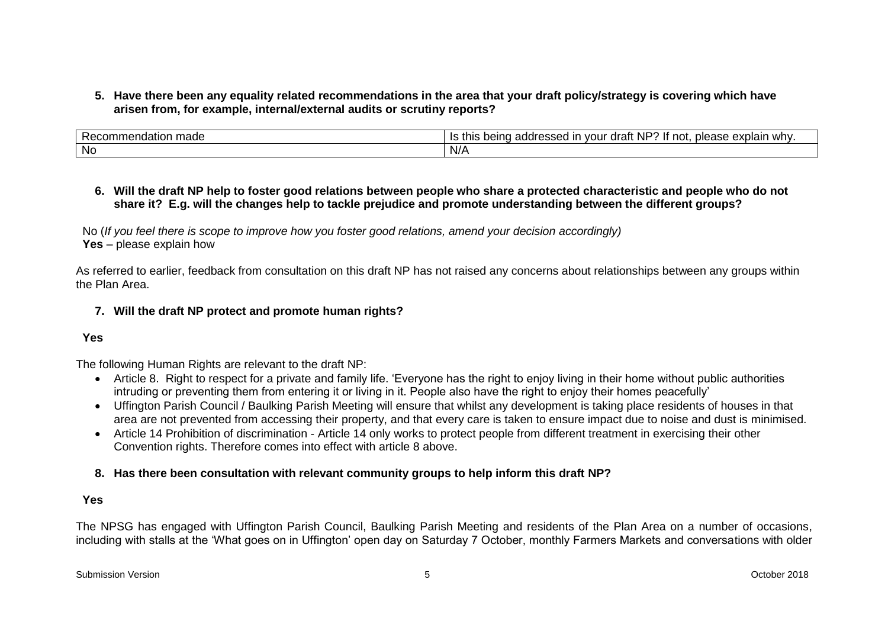**5. Have there been any equality related recommendations in the area that your draft policy/strategy is covering which have arisen from, for example, internal/external audits or scrutiny reports?**

| Recommendation made | Is this being addressed in your draft NP? If not, please explain why. |
|---|---|
| No | N/A |

**6. Will the draft NP help to foster good relations between people who share a protected characteristic and people who do not share it? E.g. will the changes help to tackle prejudice and promote understanding between the different groups?**

No (*If you feel there is scope to improve how you foster good relations, amend your decision accordingly)*
**Yes** – please explain how

As referred to earlier, feedback from consultation on this draft NP has not raised any concerns about relationships between any groups within the Plan Area.

**7. Will the draft NP protect and promote human rights?**

**Yes**

The following Human Rights are relevant to the draft NP:

- Article 8. Right to respect for a private and family life. 'Everyone has the right to enjoy living in their home without public authorities intruding or preventing them from entering it or living in it. People also have the right to enjoy their homes peacefully'
- Uffington Parish Council / Baulking Parish Meeting will ensure that whilst any development is taking place residents of houses in that area are not prevented from accessing their property, and that every care is taken to ensure impact due to noise and dust is minimised.
- Article 14 Prohibition of discrimination - Article 14 only works to protect people from different treatment in exercising their other Convention rights. Therefore comes into effect with article 8 above.

**8. Has there been consultation with relevant community groups to help inform this draft NP?**

**Yes**

The NPSG has engaged with Uffington Parish Council, Baulking Parish Meeting and residents of the Plan Area on a number of occasions, including with stalls at the 'What goes on in Uffington' open day on Saturday 7 October, monthly Farmers Markets and conversations with older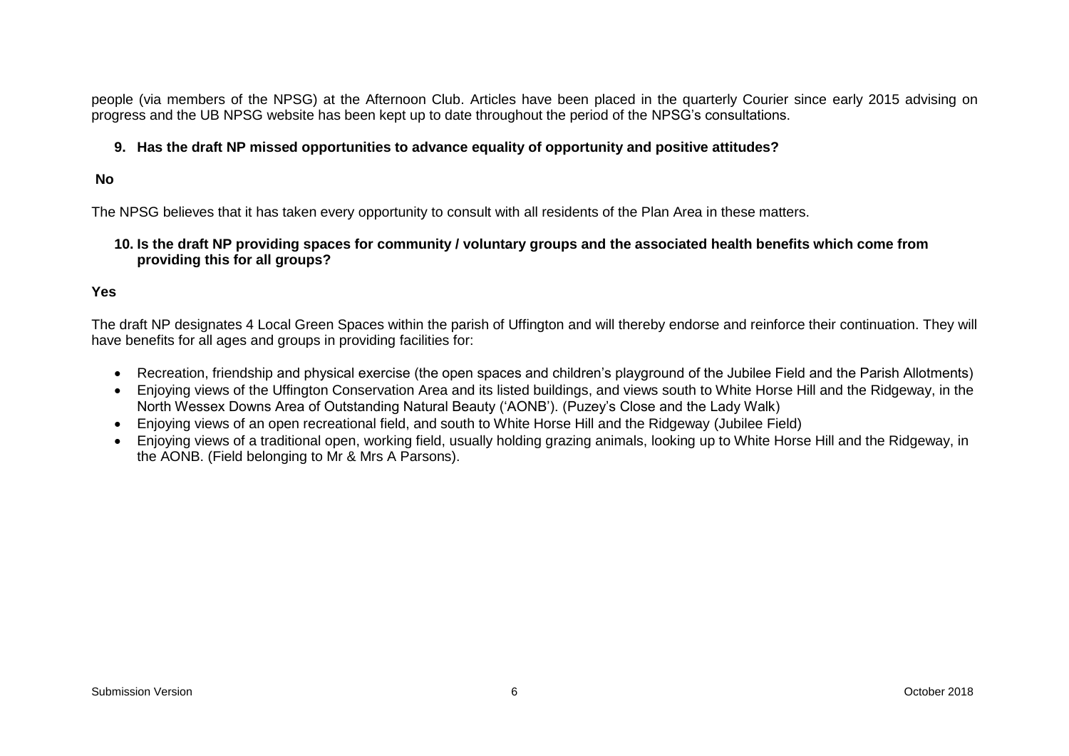people (via members of the NPSG) at the Afternoon Club. Articles have been placed in the quarterly Courier since early 2015 advising on progress and the UB NPSG website has been kept up to date throughout the period of the NPSG's consultations.

**9. Has the draft NP missed opportunities to advance equality of opportunity and positive attitudes?**

**No**

The NPSG believes that it has taken every opportunity to consult with all residents of the Plan Area in these matters.

**10. Is the draft NP providing spaces for community / voluntary groups and the associated health benefits which come from providing this for all groups?**

**Yes**

The draft NP designates 4 Local Green Spaces within the parish of Uffington and will thereby endorse and reinforce their continuation. They will have benefits for all ages and groups in providing facilities for:

- Recreation, friendship and physical exercise (the open spaces and children's playground of the Jubilee Field and the Parish Allotments)
- Enjoying views of the Uffington Conservation Area and its listed buildings, and views south to White Horse Hill and the Ridgeway, in the North Wessex Downs Area of Outstanding Natural Beauty ('AONB'). (Puzey's Close and the Lady Walk)
- Enjoying views of an open recreational field, and south to White Horse Hill and the Ridgeway (Jubilee Field)
- Enjoying views of a traditional open, working field, usually holding grazing animals, looking up to White Horse Hill and the Ridgeway, in the AONB. (Field belonging to Mr & Mrs A Parsons).